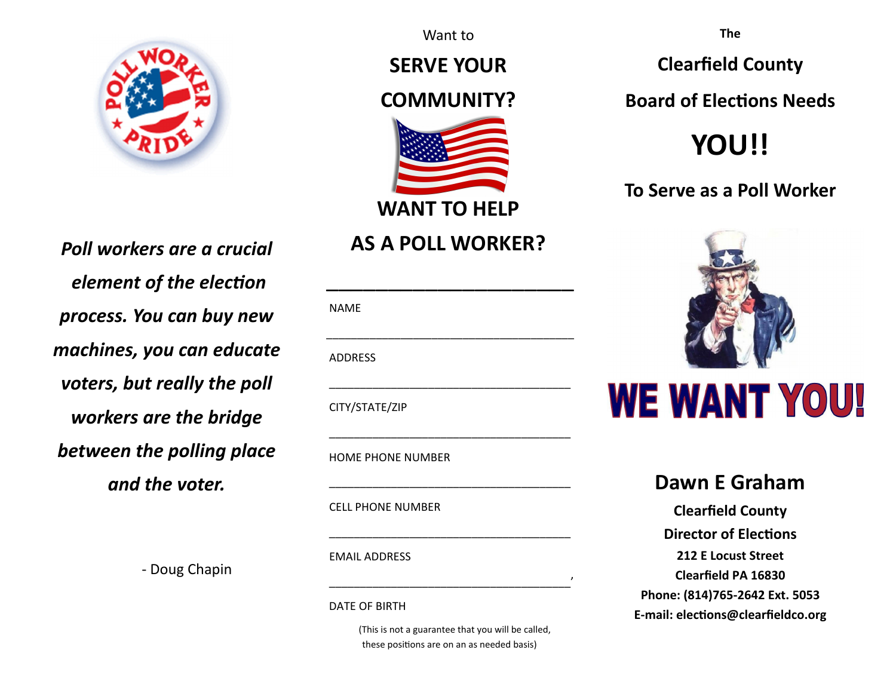*Poll workers are a crucial element of the election process. You can buy new machines, you can educate voters, but really the poll workers are the bridge between the polling place and the voter.*

- Doug Chapin

Want to

## SERVE YOUR COMMUNITY?

## WANT TO HELP AS A POLL WORKER?

NAME

ADDRESS

CITY/STATE/ZIP

HOME PHONE NUMBER

CELL PHONE NUMBER

EMAIL ADDRESS

DATE OF BIRTH

(This is not a guarantee that you will be called, these positions are on an as needed basis)

**The**

## Clearfield County Board of Elections Needs

# YOU!!

## To Serve as a Poll Worker

# WE WANT YOU!

## Dawn E Graham

**Clearfield County**

**Director of Elections**

**212 E Locust Street**

**Clearfield PA 16830**

**Phone: (814)765-2642 Ext. 5053**

**E-mail: elections@clearfieldco.org**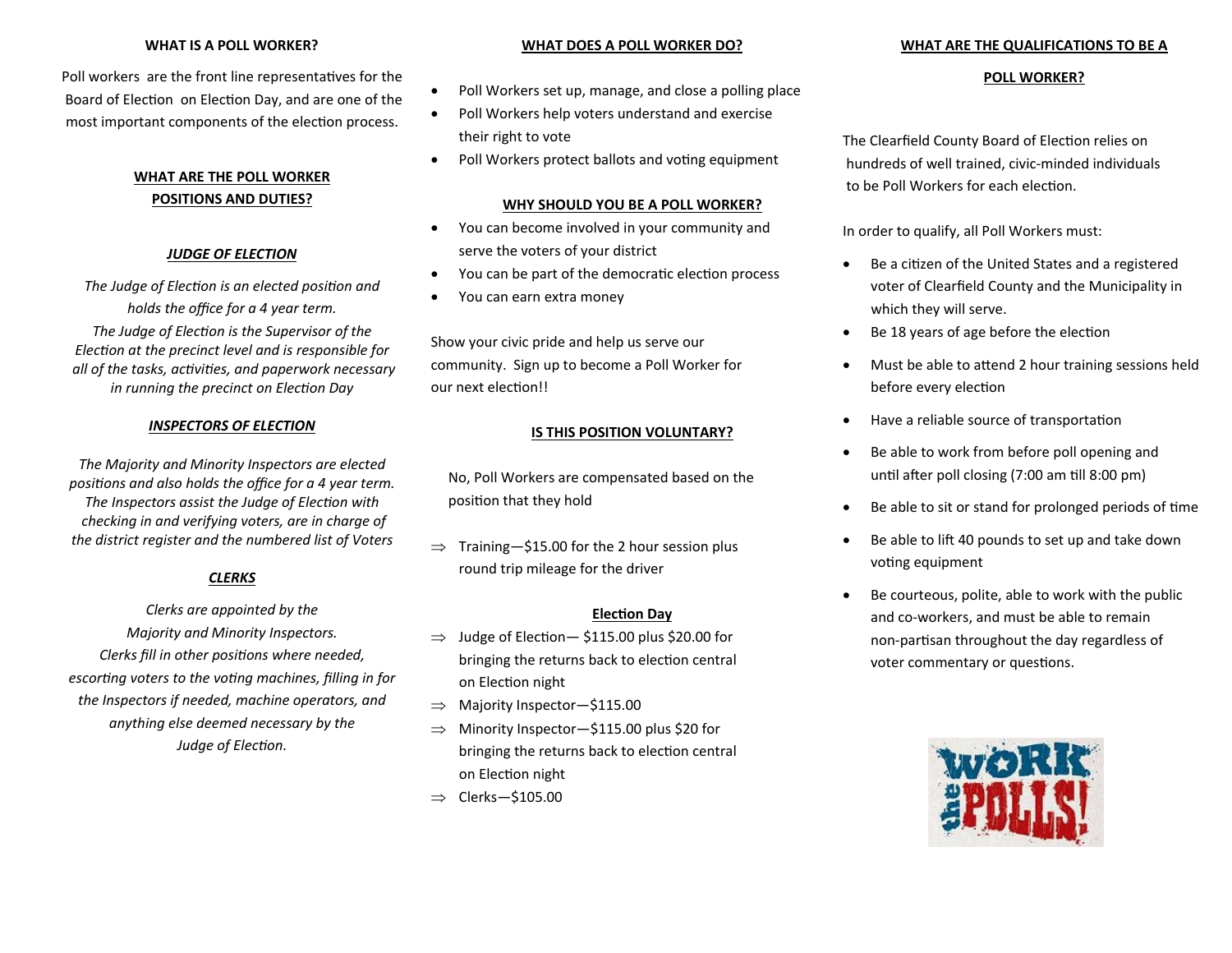## WHAT IS A POLL WORKER?

Poll workers are the front line representatives for the Board of Election on Election Day, and are one of the most important components of the election process.

## WHAT ARE THE POLL WORKER POSITIONS AND DUTIES?

### *JUDGE OF ELECTION*

*The Judge of Election is an elected position and holds the office for a 4 year term.*

*The Judge of Election is the Supervisor of the Election at the precinct level and is responsible for all of the tasks, activities, and paperwork necessary in running the precinct on Election Day*

### *INSPECTORS OF ELECTION*

*The Majority and Minority Inspectors are elected positions and also holds the office for a 4 year term. The Inspectors assist the Judge of Election with checking in and verifying voters, are in charge of the district register and the numbered list of Voters*

### *CLERKS*

*Clerks are appointed by the Majority and Minority Inspectors. Clerks fill in other positions where needed, escorting voters to the voting machines, filling in for the Inspectors if needed, machine operators, and anything else deemed necessary by the Judge of Election.*

## WHAT DOES A POLL WORKER DO?

- Poll Workers set up, manage, and close a polling place
- Poll Workers help voters understand and exercise their right to vote
- Poll Workers protect ballots and voting equipment

## WHY SHOULD YOU BE A POLL WORKER?

- You can become involved in your community and serve the voters of your district
- You can be part of the democratic election process
- You can earn extra money

Show your civic pride and help us serve our community. Sign up to become a Poll Worker for our next election!!

## IS THIS POSITION VOLUNTARY?

No, Poll Workers are compensated based on the position that they hold

- ⇒ Training—$15.00 for the 2 hour session plus round trip mileage for the driver

**Election Day**

- ⇒ Judge of Election— $115.00 plus $20.00 for bringing the returns back to election central on Election night
- ⇒ Majority Inspector—$115.00
- ⇒ Minority Inspector—$115.00 plus $20 for bringing the returns back to election central on Election night
- ⇒ Clerks—$105.00

## WHAT ARE THE QUALIFICATIONS TO BE A POLL WORKER?

The Clearfield County Board of Election relies on hundreds of well trained, civic-minded individuals to be Poll Workers for each election.

In order to qualify, all Poll Workers must:

- Be a citizen of the United States and a registered voter of Clearfield County and the Municipality in which they will serve.
- Be 18 years of age before the election
- Must be able to attend 2 hour training sessions held before every election
- Have a reliable source of transportation
- Be able to work from before poll opening and until after poll closing (7:00 am till 8:00 pm)
- Be able to sit or stand for prolonged periods of time
- Be able to lift 40 pounds to set up and take down voting equipment
- Be courteous, polite, able to work with the public and co-workers, and must be able to remain non-partisan throughout the day regardless of voter commentary or questions.

WORK the POLLS!